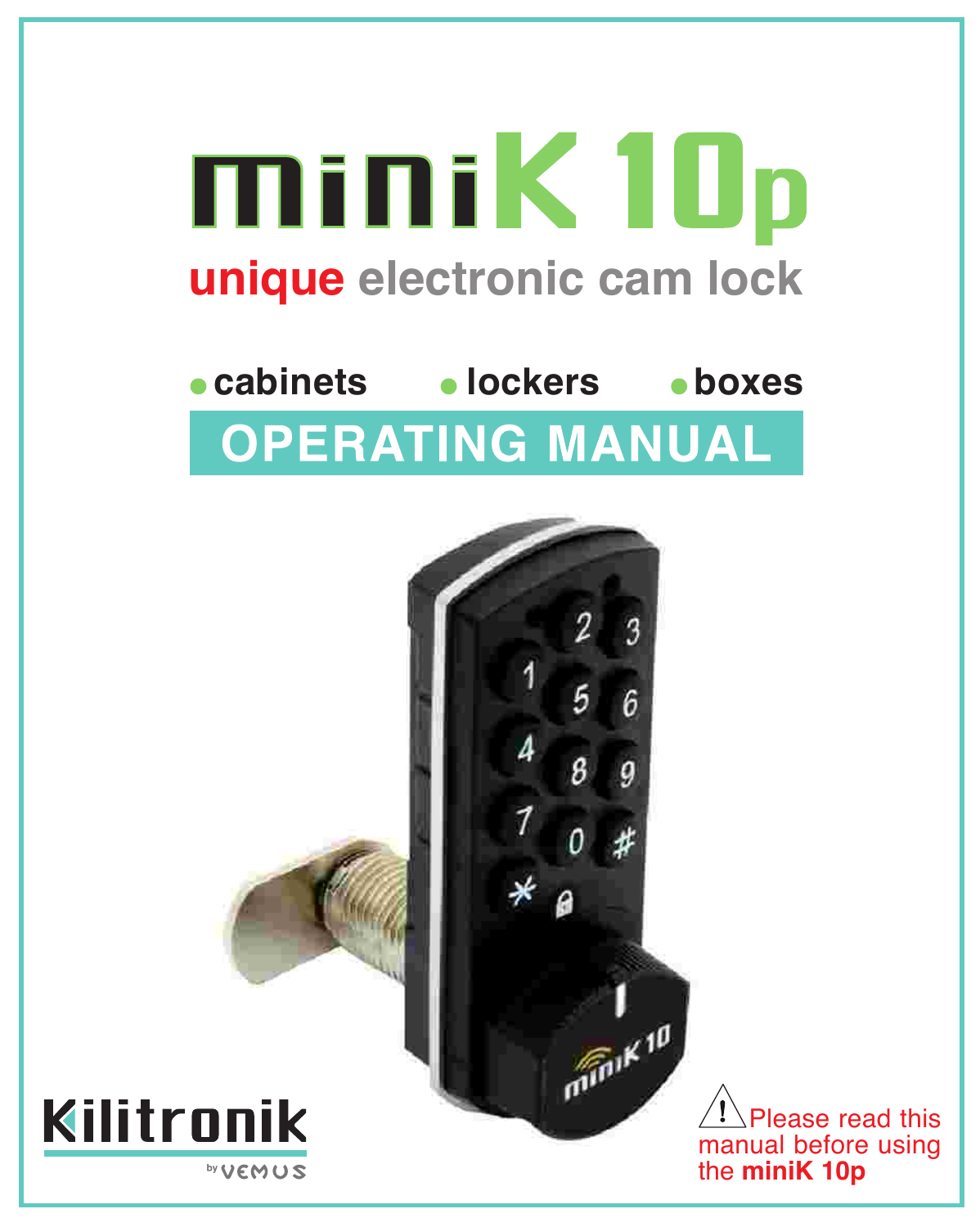# miniK 10p

## unique electronic cam lock

- cabinets
- lockers
- boxes

## OPERATING MANUAL

Kilitronik by VEMUS

⚠ Please read this manual before using the **miniK 10p**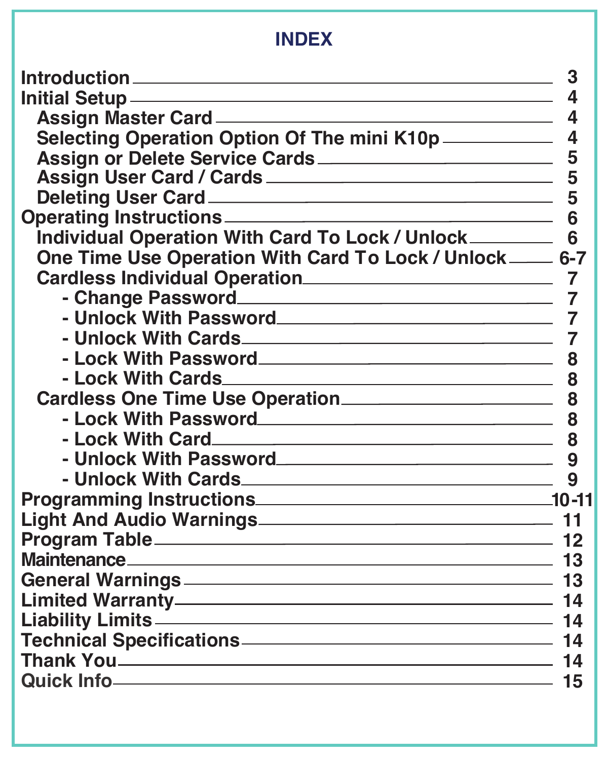# INDEX

| | |
|---|---|
| **Introduction** | 3 |
| **Initial Setup** | 4 |
| Assign Master Card | 4 |
| Selecting Operation Option Of The mini K10p | 4 |
| Assign or Delete Service Cards | 5 |
| Assign User Card / Cards | 5 |
| Deleting User Card | 5 |
| **Operating Instructions** | 6 |
| Individual Operation With Card To Lock / Unlock | 6 |
| One Time Use Operation With Card To Lock / Unlock | 6-7 |
| Cardless Individual Operation | 7 |
| - Change Password | 7 |
| - Unlock With Password | 7 |
| - Unlock With Cards | 7 |
| - Lock With Password | 8 |
| - Lock With Cards | 8 |
| Cardless One Time Use Operation | 8 |
| - Lock With Password | 8 |
| - Lock With Card | 8 |
| - Unlock With Password | 9 |
| - Unlock With Cards | 9 |
| **Programming Instructions** | 10-11 |
| **Light And Audio Warnings** | 11 |
| **Program Table** | 12 |
| **Maintenance** | 13 |
| **General Warnings** | 13 |
| **Limited Warranty** | 14 |
| **Liability Limits** | 14 |
| **Technical Specifications** | 14 |
| **Thank You** | 14 |
| **Quick Info** | 15 |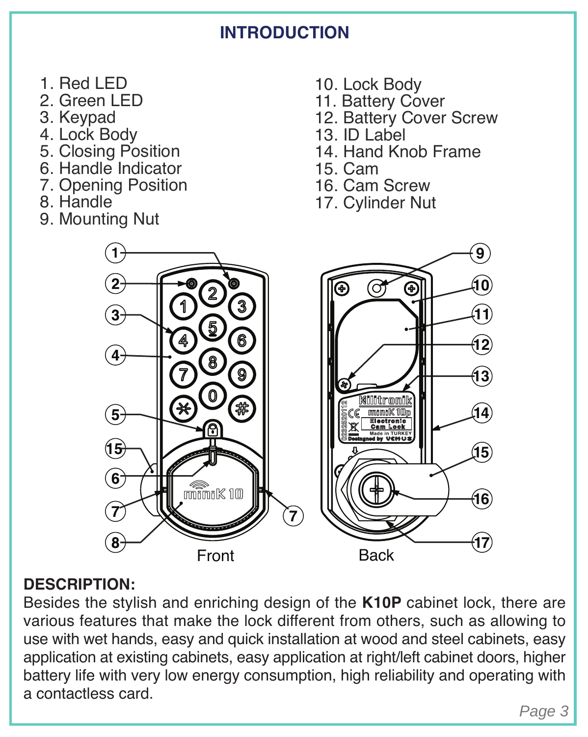# INTRODUCTION

1. Red LED
2. Green LED
3. Keypad
4. Lock Body
5. Closing Position
6. Handle Indicator
7. Opening Position
8. Handle
9. Mounting Nut
10. Lock Body
11. Battery Cover
12. Battery Cover Screw
13. ID Label
14. Hand Knob Frame
15. Cam
16. Cam Screw
17. Cylinder Nut

Front

Back

**DESCRIPTION:**

Besides the stylish and enriching design of the **K10P** cabinet lock, there are various features that make the lock different from others, such as allowing to use with wet hands, easy and quick installation at wood and steel cabinets, easy application at existing cabinets, easy application at right/left cabinet doors, higher battery life with very low energy consumption, high reliability and operating with a contactless card.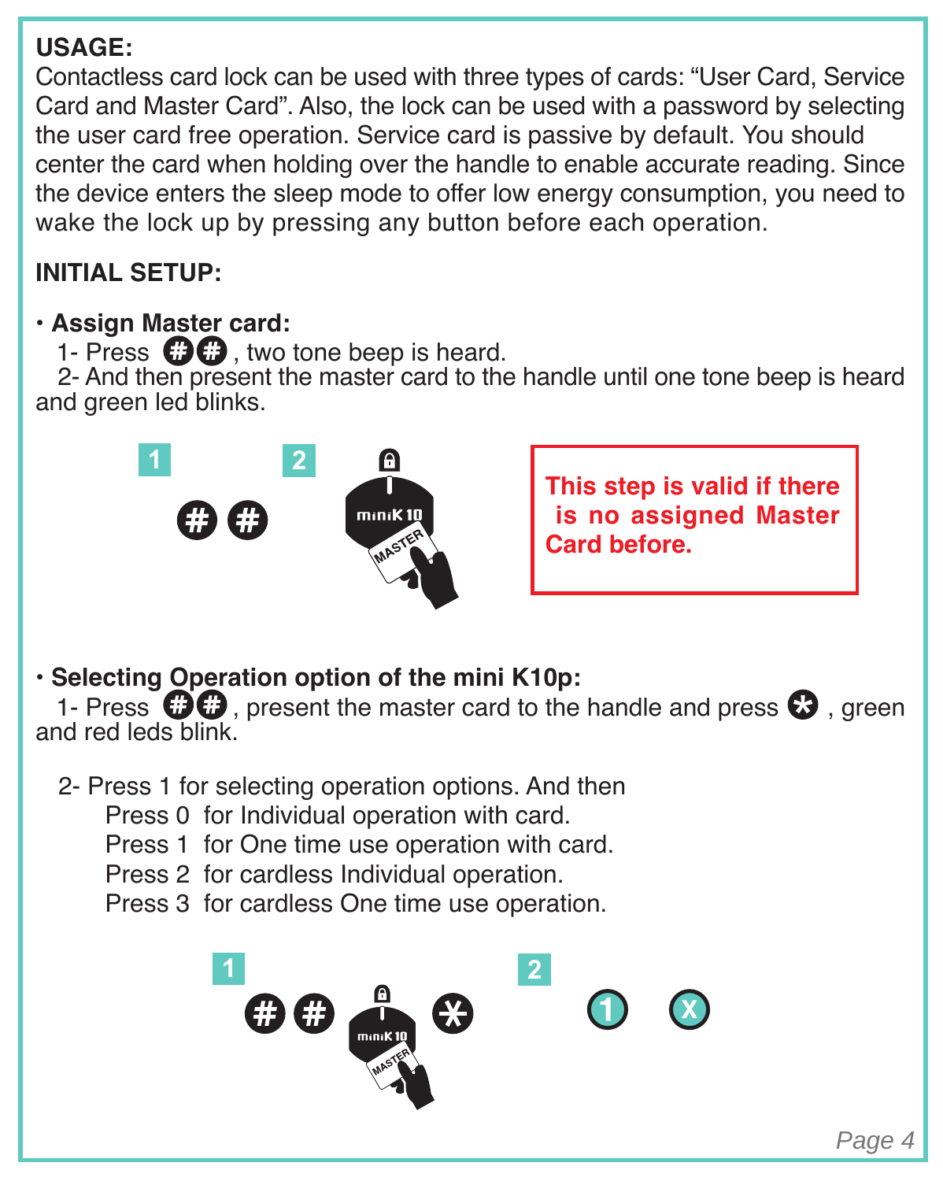## USAGE:

Contactless card lock can be used with three types of cards: "User Card, Service Card and Master Card". Also, the lock can be used with a password by selecting the user card free operation. Service card is passive by default. You should center the card when holding over the handle to enable accurate reading. Since the device enters the sleep mode to offer low energy consumption, you need to wake the lock up by pressing any button before each operation.

## INITIAL SETUP:

• **Assign Master card:**

1- Press ##, two tone beep is heard.

2- And then present the master card to the handle until one tone beep is heard and green led blinks.

1 ## 2 miniK10 MASTER

**This step is valid if there is no assigned Master Card before.**

• **Selecting Operation option of the mini K10p:**

1- Press ##, present the master card to the handle and press *, green and red leds blink.

2- Press 1 for selecting operation options. And then

Press 0 for Individual operation with card.

Press 1 for One time use operation with card.

Press 2 for cardless Individual operation.

Press 3 for cardless One time use operation.

1 ## miniK10 MASTER * 2 1 X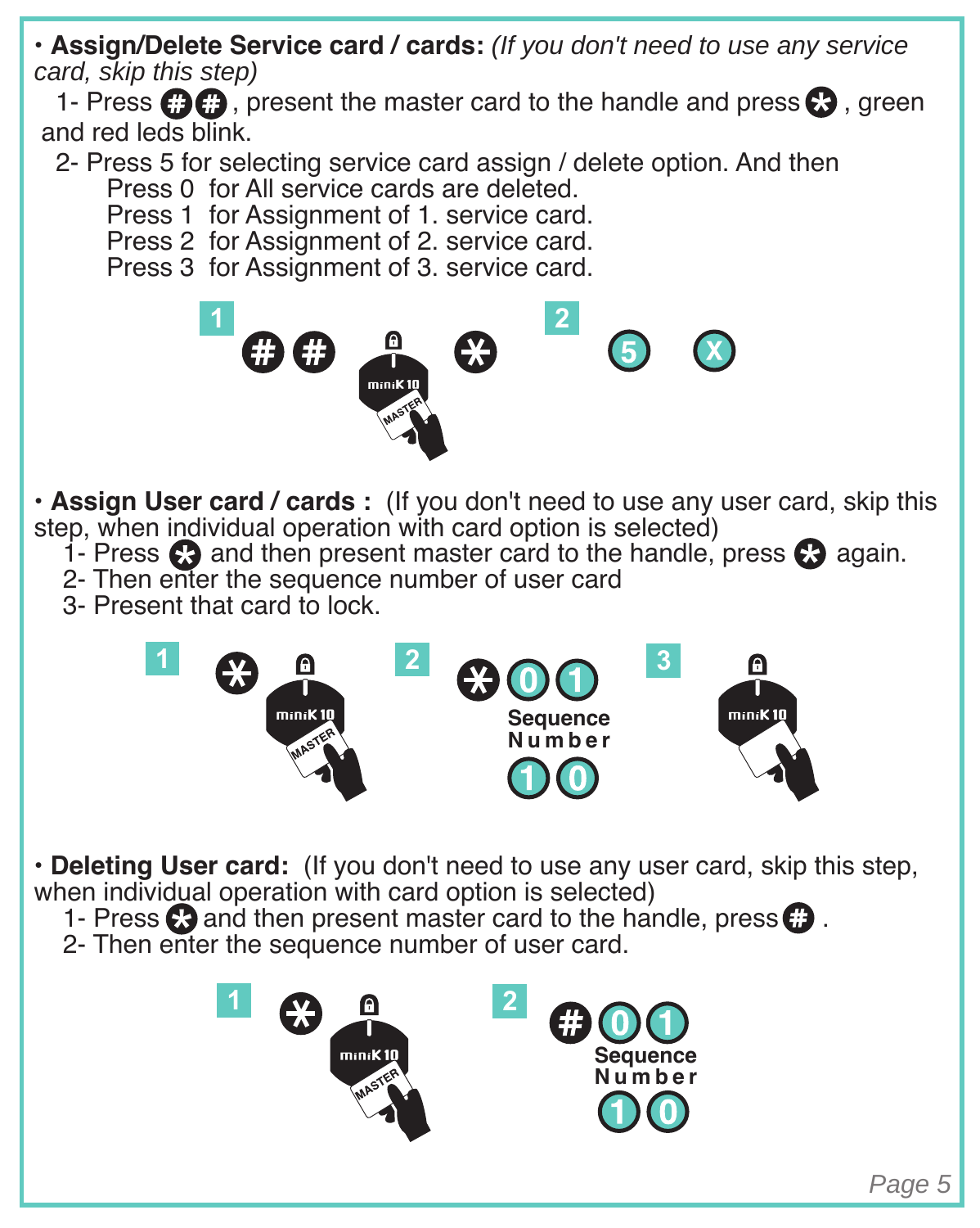- **Assign/Delete Service card / cards:** *(If you don't need to use any service card, skip this step)*

  1- Press # #, present the master card to the handle and press *, green and red leds blink.

  2- Press 5 for selecting service card assign / delete option. And then
    Press 0 for All service cards are deleted.
    Press 1 for Assignment of 1. service card.
    Press 2 for Assignment of 2. service card.
    Press 3 for Assignment of 3. service card.

1 # # * 2 5 X

- **Assign User card / cards :** (If you don't need to use any user card, skip this step, when individual operation with card option is selected)

  1- Press * and then present master card to the handle, press * again.
  2- Then enter the sequence number of user card
  3- Present that card to lock.

1 * 2 * 0 1 Sequence Number 1 0 3

- **Deleting User card:** (If you don't need to use any user card, skip this step, when individual operation with card option is selected)

  1- Press * and then present master card to the handle, press # .
  2- Then enter the sequence number of user card.

1 * 2 # 0 1 Sequence Number 1 0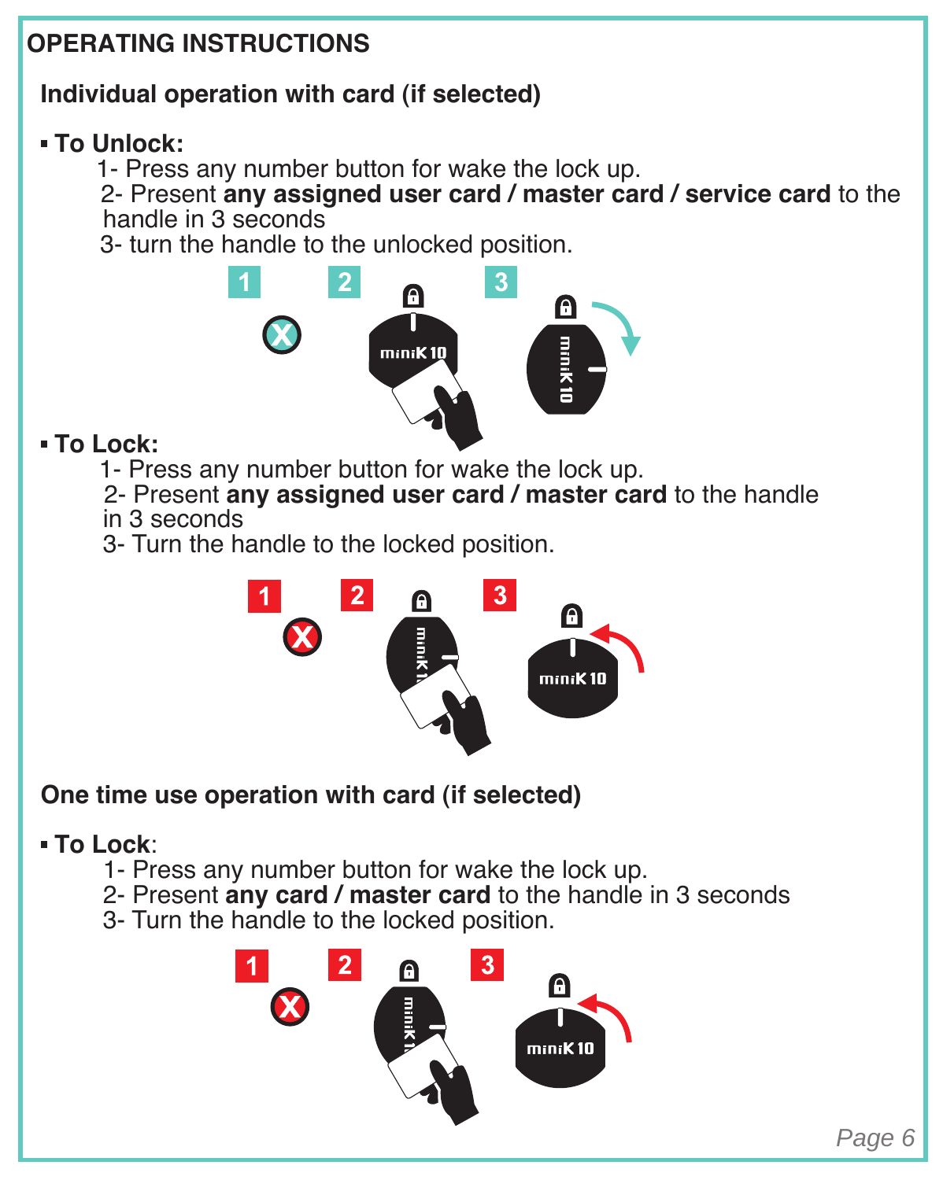# OPERATING INSTRUCTIONS

## Individual operation with card (if selected)

- **To Unlock:**

  1- Press any number button for wake the lock up.
  2- Present **any assigned user card / master card / service card** to the handle in 3 seconds
  3- turn the handle to the unlocked position.

- **To Lock:**

  1- Press any number button for wake the lock up.
  2- Present **any assigned user card / master card** to the handle in 3 seconds
  3- Turn the handle to the locked position.

## One time use operation with card (if selected)

- **To Lock**:

  1- Press any number button for wake the lock up.
  2- Present **any card / master card** to the handle in 3 seconds
  3- Turn the handle to the locked position.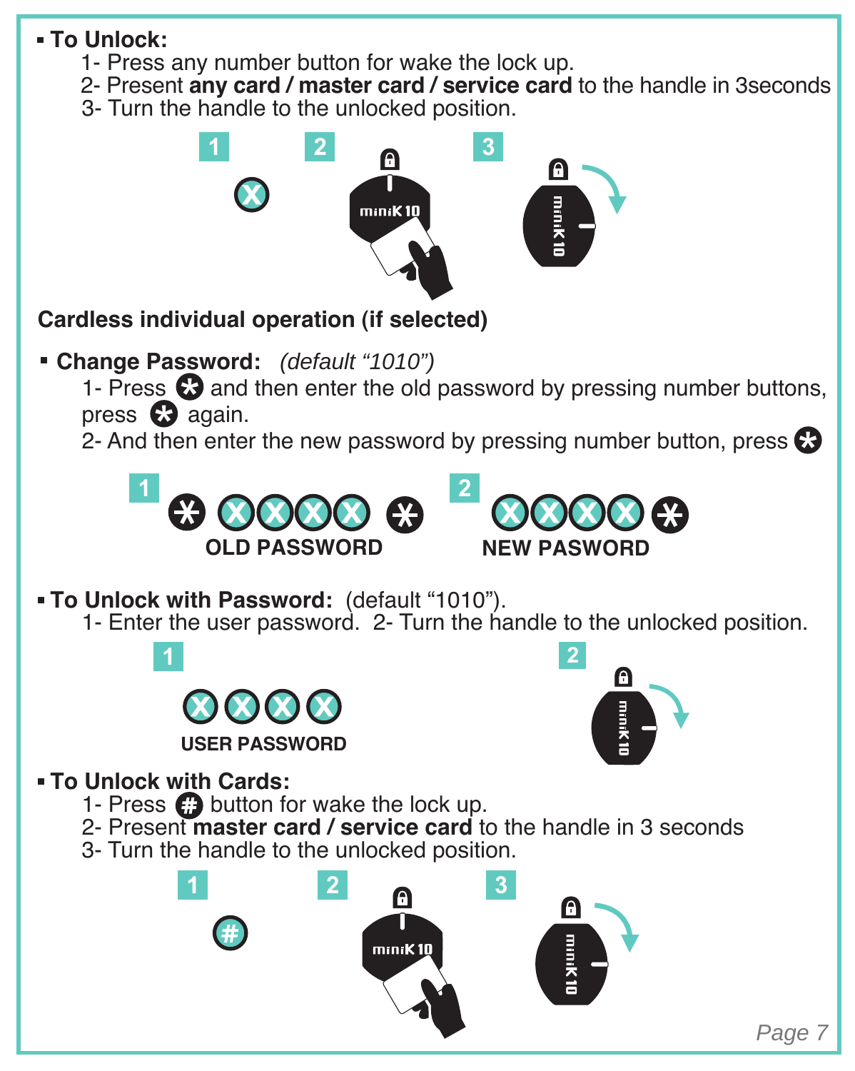- **To Unlock:**
  1- Press any number button for wake the lock up.
  2- Present **any card / master card / service card** to the handle in 3seconds
  3- Turn the handle to the unlocked position.

1 X 2 3

**Cardless individual operation (if selected)**

- **Change Password:** *(default "1010")*
  1- Press * and then enter the old password by pressing number buttons, press * again.
  2- And then enter the new password by pressing number button, press *

1 * XXXX * **OLD PASSWORD** 2 XXXX * **NEW PASWORD**

- **To Unlock with Password:** (default "1010").
  1- Enter the user password. 2- Turn the handle to the unlocked position.

1 XXXX **USER PASSWORD** 2

- **To Unlock with Cards:**
  1- Press # button for wake the lock up.
  2- Present **master card / service card** to the handle in 3 seconds
  3- Turn the handle to the unlocked position.

1 # 2 3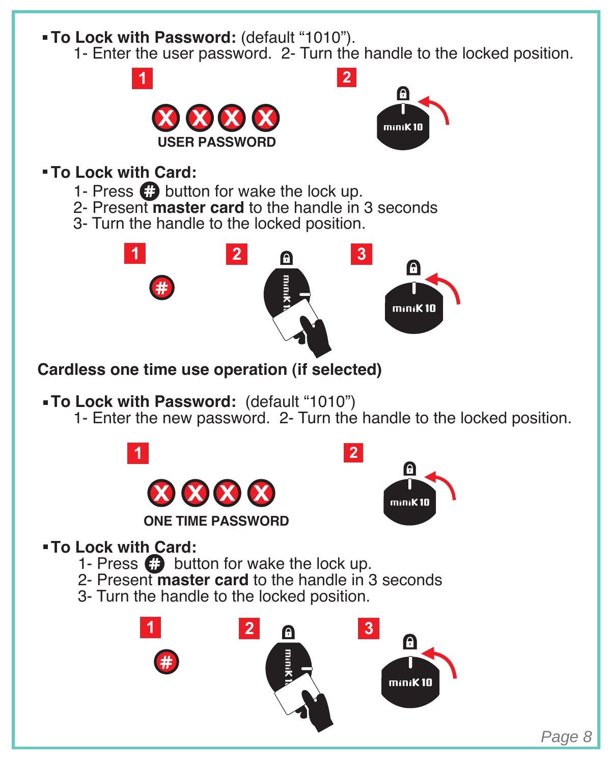- **To Lock with Password:** (default "1010").

    1- Enter the user password. 2- Turn the handle to the locked position.

1 X X X X USER PASSWORD

2

- **To Lock with Card:**

    1- Press # button for wake the lock up.
    2- Present **master card** to the handle in 3 seconds
    3- Turn the handle to the locked position.

1 #

2

3

**Cardless one time use operation (if selected)**

- **To Lock with Password:** (default "1010")

    1- Enter the new password. 2- Turn the handle to the locked position.

1 X X X X ONE TIME PASSWORD

2

- **To Lock with Card:**

    1- Press # button for wake the lock up.
    2- Present **master card** to the handle in 3 seconds
    3- Turn the handle to the locked position.

1 #

2

3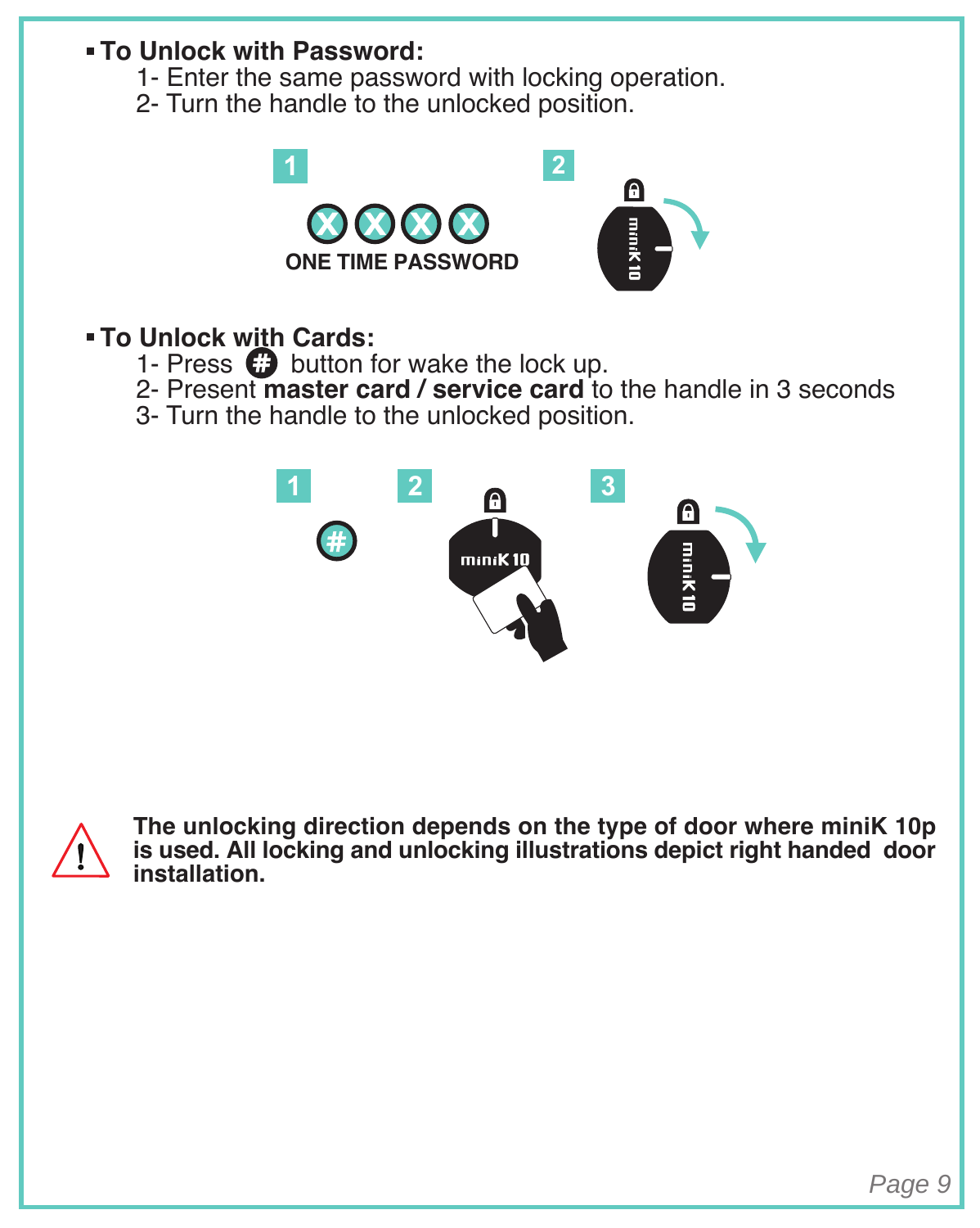- **To Unlock with Password:**
  1- Enter the same password with locking operation.
  2- Turn the handle to the unlocked position.

1 ⓍⓍⓍⓍ ONE TIME PASSWORD

2

- **To Unlock with Cards:**
  1- Press # button for wake the lock up.
  2- Present **master card / service card** to the handle in 3 seconds
  3- Turn the handle to the unlocked position.

1 2 3

⚠ **The unlocking direction depends on the type of door where miniK 10p is used. All locking and unlocking illustrations depict right handed door installation.**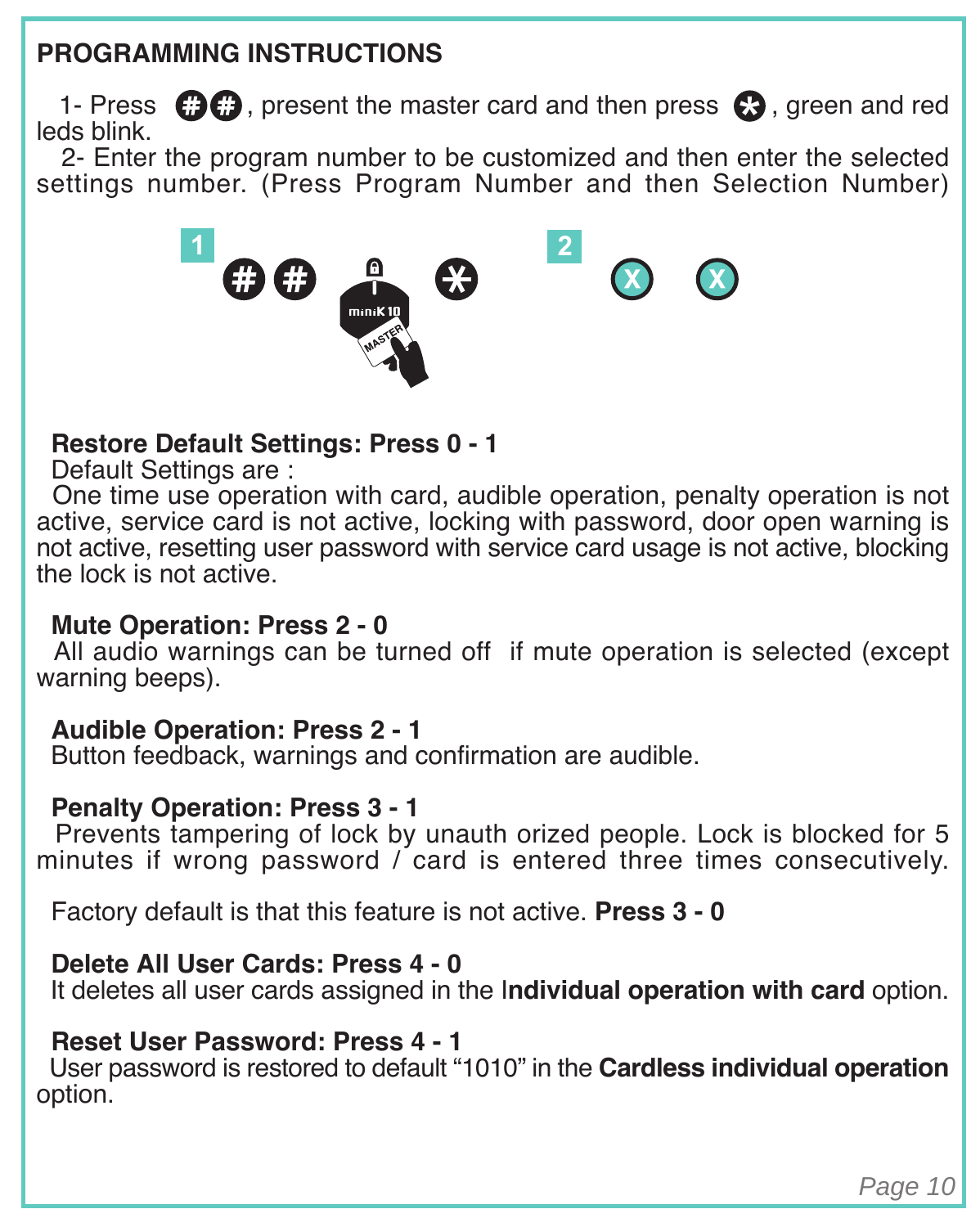## PROGRAMMING INSTRUCTIONS

1- Press ##, present the master card and then press *, green and red leds blink.

2- Enter the program number to be customized and then enter the selected settings number. (Press Program Number and then Selection Number)

1 ## miniK 10 MASTER * 2 X X

**Restore Default Settings: Press 0 - 1**

Default Settings are :

One time use operation with card, audible operation, penalty operation is not active, service card is not active, locking with password, door open warning is not active, resetting user password with service card usage is not active, blocking the lock is not active.

**Mute Operation: Press 2 - 0**

All audio warnings can be turned off if mute operation is selected (except warning beeps).

**Audible Operation: Press 2 - 1**

Button feedback, warnings and confirmation are audible.

**Penalty Operation: Press 3 - 1**

Prevents tampering of lock by unauth orized people. Lock is blocked for 5 minutes if wrong password / card is entered three times consecutively.

Factory default is that this feature is not active. **Press 3 - 0**

**Delete All User Cards: Press 4 - 0**

It deletes all user cards assigned in the I**ndividual operation with card** option.

**Reset User Password: Press 4 - 1**

User password is restored to default "1010" in the **Cardless individual operation** option.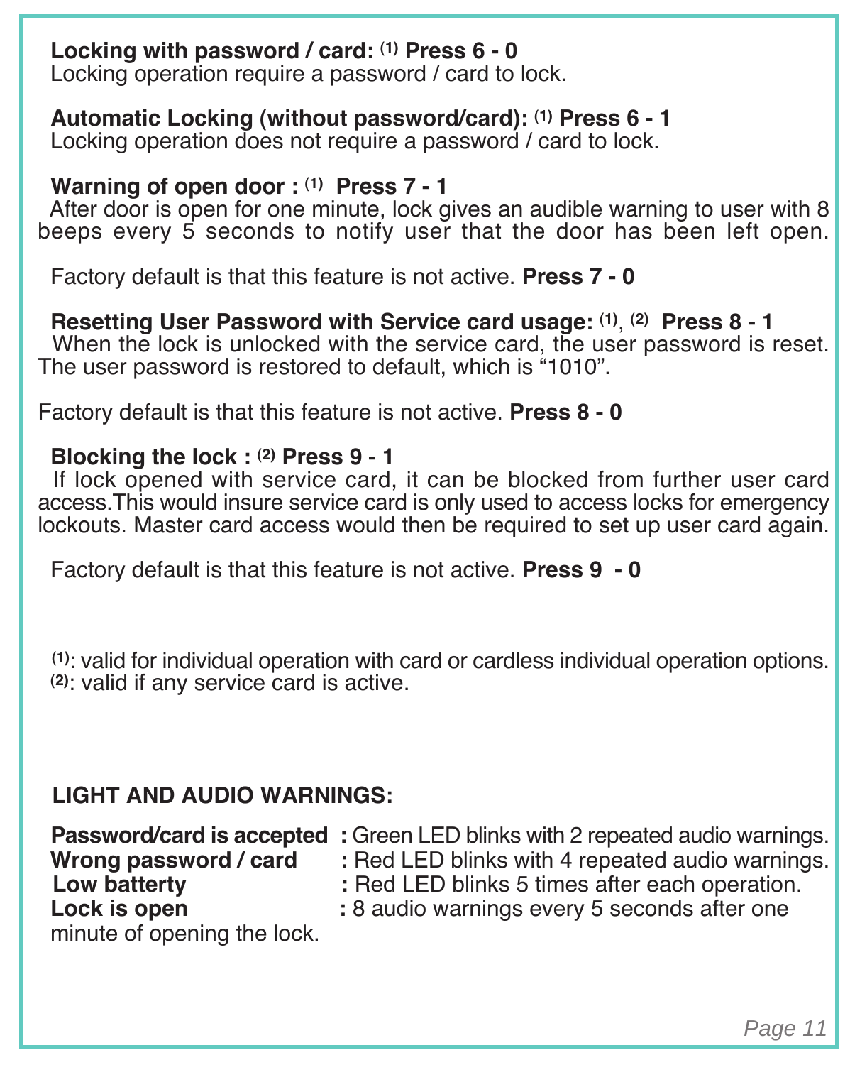**Locking with password / card:** [(1)] **Press 6 - 0**
Locking operation require a password / card to lock.

**Automatic Locking (without password/card):** [(1)] **Press 6 - 1**
Locking operation does not require a password / card to lock.

**Warning of open door :** [(1)] **Press 7 - 1**
After door is open for one minute, lock gives an audible warning to user with 8 beeps every 5 seconds to notify user that the door has been left open.

Factory default is that this feature is not active. **Press 7 - 0**

**Resetting User Password with Service card usage:** [(1)], [(2)] **Press 8 - 1**
When the lock is unlocked with the service card, the user password is reset. The user password is restored to default, which is “1010”.

Factory default is that this feature is not active. **Press 8 - 0**

**Blocking the lock :** [(2)] **Press 9 - 1**
If lock opened with service card, it can be blocked from further user card access.This would insure service card is only used to access locks for emergency lockouts. Master card access would then be required to set up user card again.

Factory default is that this feature is not active. **Press 9 - 0**

[(1)]: valid for individual operation with card or cardless individual operation options.
[(2)]: valid if any service card is active.

## LIGHT AND AUDIO WARNINGS:

**Password/card is accepted** : Green LED blinks with 2 repeated audio warnings.
**Wrong password / card** : Red LED blinks with 4 repeated audio warnings.
**Low batterty** : Red LED blinks 5 times after each operation.
**Lock is open** : 8 audio warnings every 5 seconds after one minute of opening the lock.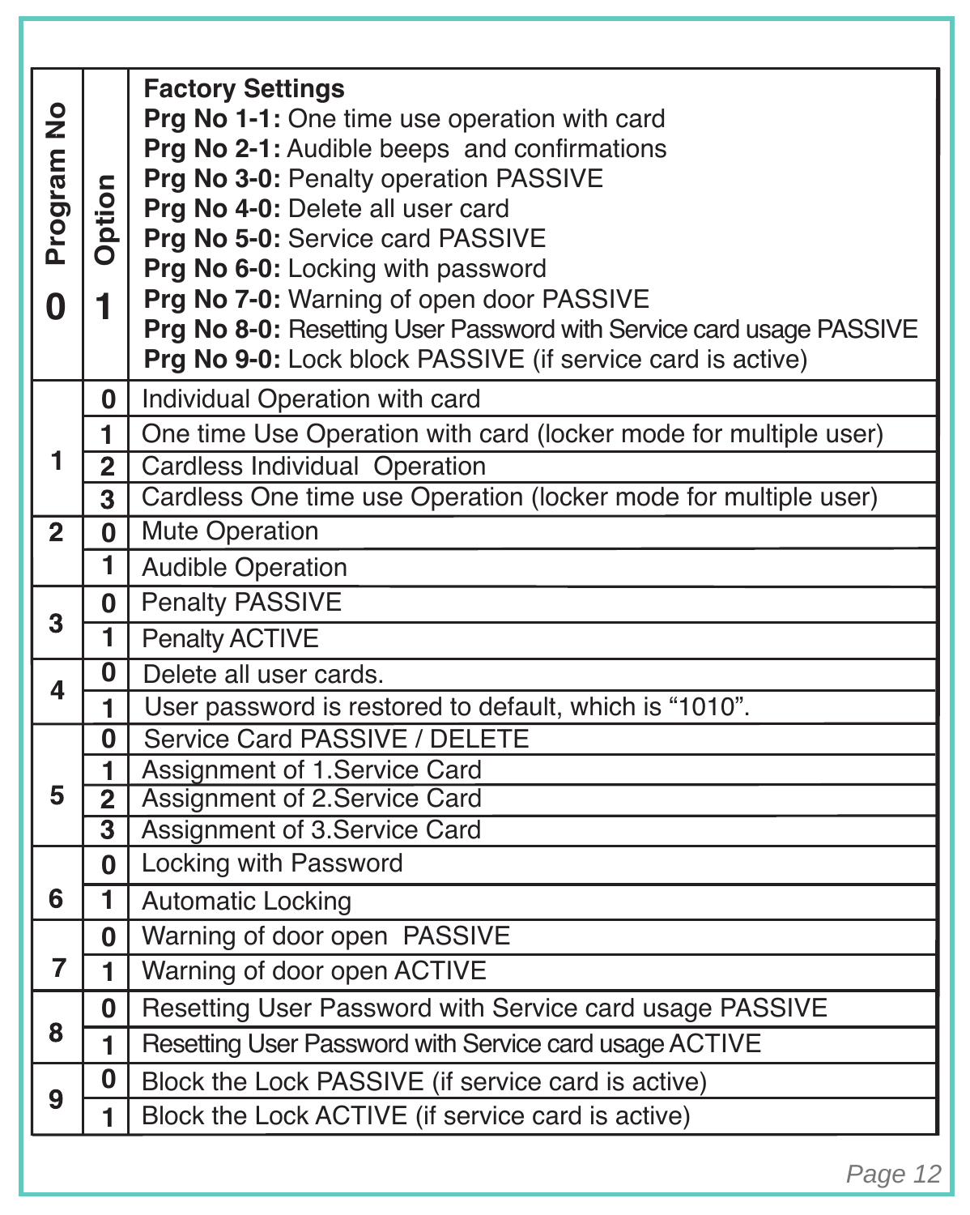| Program No | Option | |
|---|---|---|
| 0 | 1 | **Factory Settings**<br>**Prg No 1-1:** One time use operation with card<br>**Prg No 2-1:** Audible beeps and confirmations<br>**Prg No 3-0:** Penalty operation PASSIVE<br>**Prg No 4-0:** Delete all user card<br>**Prg No 5-0:** Service card PASSIVE<br>**Prg No 6-0:** Locking with password<br>**Prg No 7-0:** Warning of open door PASSIVE<br>**Prg No 8-0:** Resetting User Password with Service card usage PASSIVE<br>**Prg No 9-0:** Lock block PASSIVE (if service card is active) |
| 1 | 0 | Individual Operation with card |
| | 1 | One time Use Operation with card (locker mode for multiple user) |
| | 2 | Cardless Individual Operation |
| | 3 | Cardless One time use Operation (locker mode for multiple user) |
| 2 | 0 | Mute Operation |
| | 1 | Audible Operation |
| 3 | 0 | Penalty PASSIVE |
| | 1 | Penalty ACTIVE |
| 4 | 0 | Delete all user cards. |
| | 1 | User password is restored to default, which is “1010”. |
| 5 | 0 | Service Card PASSIVE / DELETE |
| | 1 | Assignment of 1.Service Card |
| | 2 | Assignment of 2.Service Card |
| | 3 | Assignment of 3.Service Card |
| 6 | 0 | Locking with Password |
| | 1 | Automatic Locking |
| 7 | 0 | Warning of door open PASSIVE |
| | 1 | Warning of door open ACTIVE |
| 8 | 0 | Resetting User Password with Service card usage PASSIVE |
| | 1 | Resetting User Password with Service card usage ACTIVE |
| 9 | 0 | Block the Lock PASSIVE (if service card is active) |
| | 1 | Block the Lock ACTIVE (if service card is active) |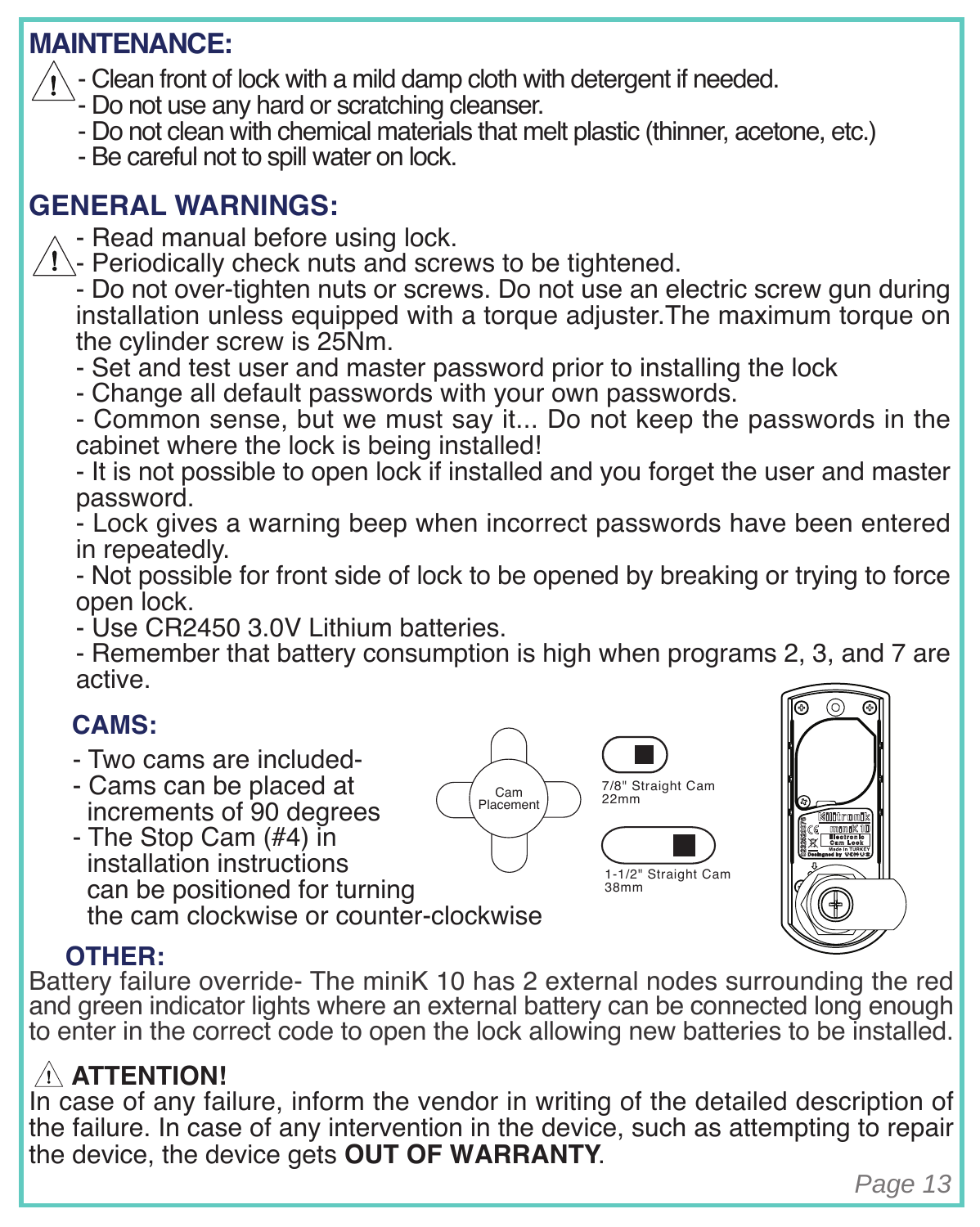## MAINTENANCE:

- Clean front of lock with a mild damp cloth with detergent if needed.
- Do not use any hard or scratching cleanser.
- Do not clean with chemical materials that melt plastic (thinner, acetone, etc.)
- Be careful not to spill water on lock.

## GENERAL WARNINGS:

- Read manual before using lock.
- Periodically check nuts and screws to be tightened.
- Do not over-tighten nuts or screws. Do not use an electric screw gun during installation unless equipped with a torque adjuster.The maximum torque on the cylinder screw is 25Nm.
- Set and test user and master password prior to installing the lock
- Change all default passwords with your own passwords.
- Common sense, but we must say it... Do not keep the passwords in the cabinet where the lock is being installed!
- It is not possible to open lock if installed and you forget the user and master password.
- Lock gives a warning beep when incorrect passwords have been entered in repeatedly.
- Not possible for front side of lock to be opened by breaking or trying to force open lock.
- Use CR2450 3.0V Lithium batteries.
- Remember that battery consumption is high when programs 2, 3, and 7 are active.

## CAMS:

- Two cams are included-
- Cams can be placed at increments of 90 degrees
- The Stop Cam (#4) in installation instructions can be positioned for turning the cam clockwise or counter-clockwise

Cam Placement

7/8" Straight Cam 22mm

1-1/2" Straight Cam 38mm

## OTHER:

Battery failure override- The miniK 10 has 2 external nodes surrounding the red and green indicator lights where an external battery can be connected long enough to enter in the correct code to open the lock allowing new batteries to be installed.

## ATTENTION!

In case of any failure, inform the vendor in writing of the detailed description of the failure. In case of any intervention in the device, such as attempting to repair the device, the device gets **OUT OF WARRANTY**.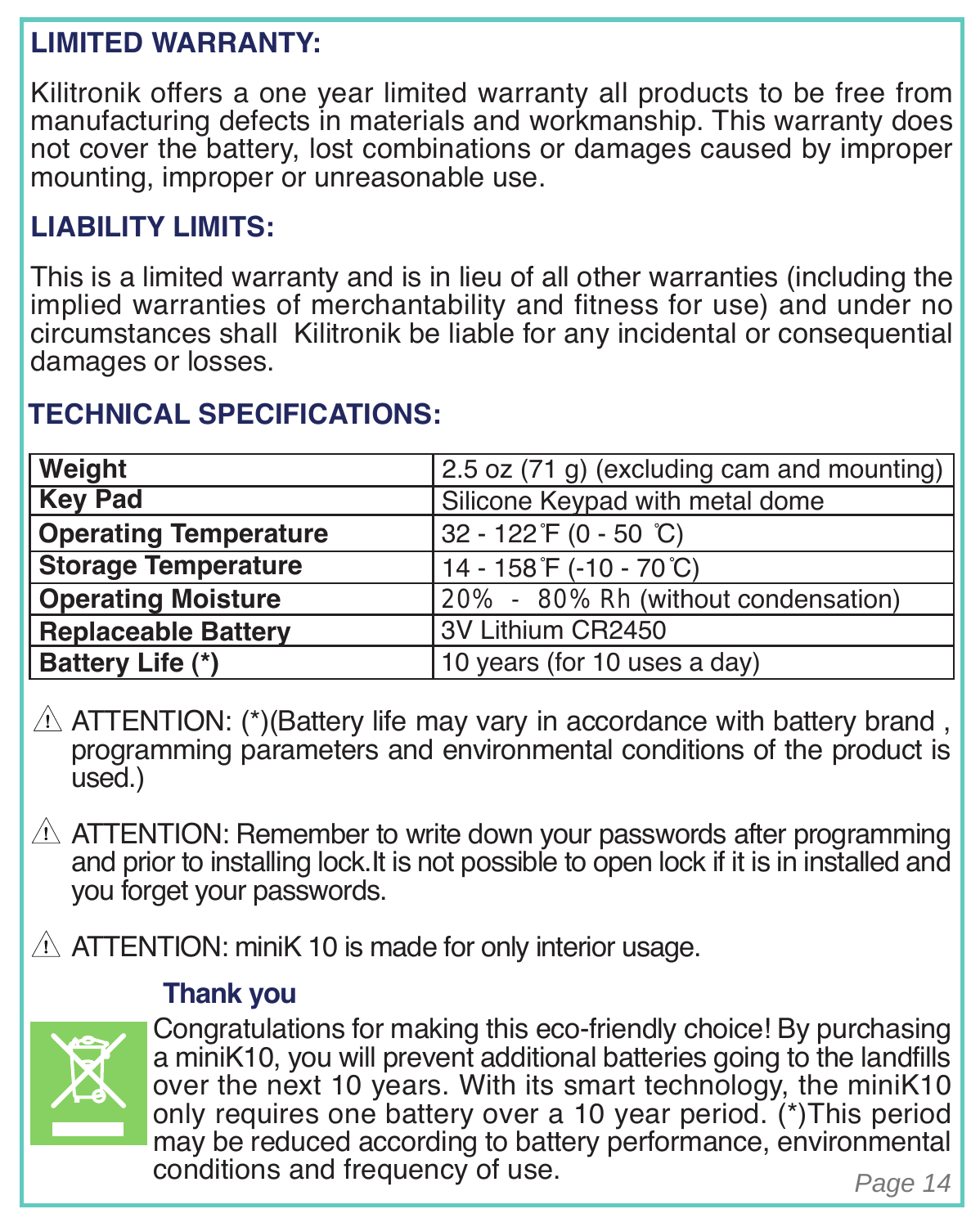## LIMITED WARRANTY:

Kilitronik offers a one year limited warranty all products to be free from manufacturing defects in materials and workmanship. This warranty does not cover the battery, lost combinations or damages caused by improper mounting, improper or unreasonable use.

## LIABILITY LIMITS:

This is a limited warranty and is in lieu of all other warranties (including the implied warranties of merchantability and fitness for use) and under no circumstances shall Kilitronik be liable for any incidental or consequential damages or losses.

## TECHNICAL SPECIFICATIONS:

| | |
|---|---|
| **Weight** | 2.5 oz (71 g) (excluding cam and mounting) |
| **Key Pad** | Silicone Keypad with metal dome |
| **Operating Temperature** | 32 - 122˚F (0 - 50 ˚C) |
| **Storage Temperature** | 14 - 158˚F (-10 - 70˚C) |
| **Operating Moisture** | 20% - 80% Rh (without condensation) |
| **Replaceable Battery** | 3V Lithium CR2450 |
| **Battery Life (*)** | 10 years (for 10 uses a day) |

⚠ ATTENTION: (*)(Battery life may vary in accordance with battery brand , programming parameters and environmental conditions of the product is used.)

⚠ ATTENTION: Remember to write down your passwords after programming and prior to installing lock.It is not possible to open lock if it is in installed and you forget your passwords.

⚠ ATTENTION: miniK 10 is made for only interior usage.

### Thank you

Congratulations for making this eco-friendly choice! By purchasing a miniK10, you will prevent additional batteries going to the landfills over the next 10 years. With its smart technology, the miniK10 only requires one battery over a 10 year period. (*)This period may be reduced according to battery performance, environmental conditions and frequency of use.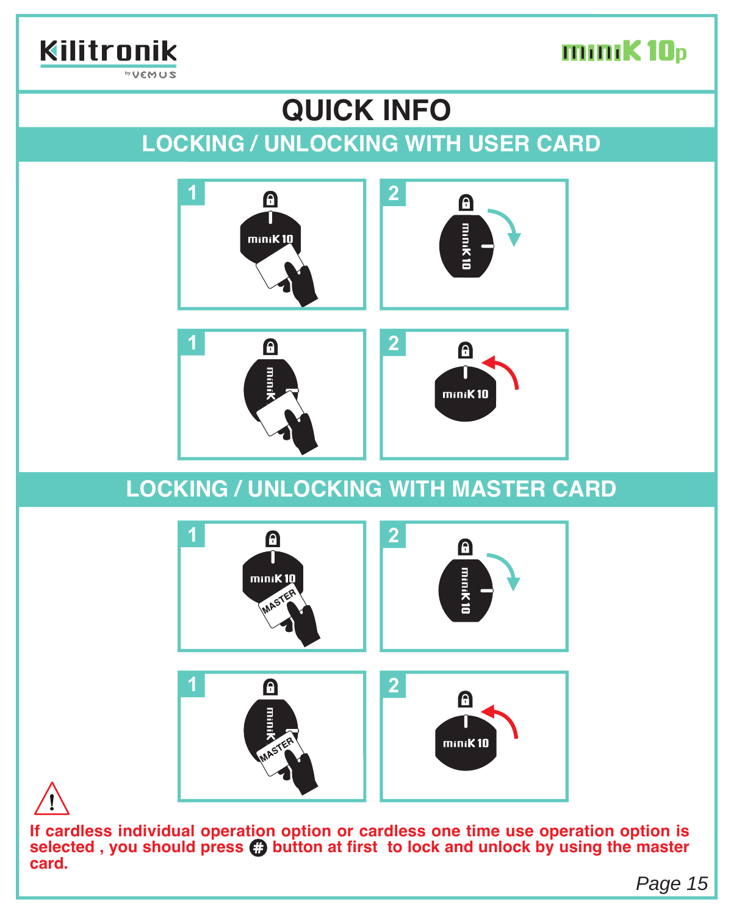# QUICK INFO

## LOCKING / UNLOCKING WITH USER CARD

## LOCKING / UNLOCKING WITH MASTER CARD

**If cardless individual operation option or cardless one time use operation option is selected , you should press # button at first to lock and unlock by using the master card.**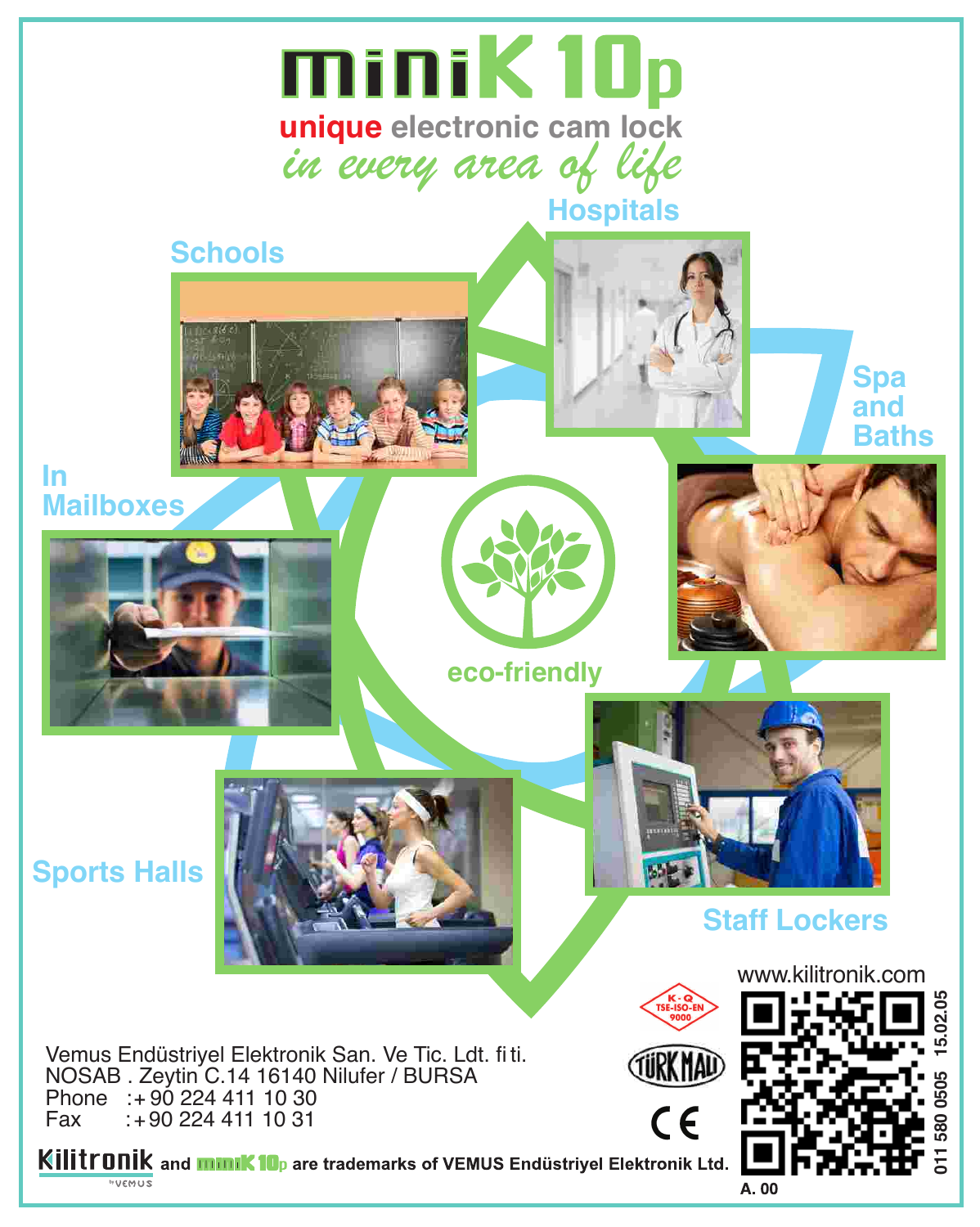# miniK 10p

**unique electronic cam lock**

*in every area of life*

Hospitals

Schools

Spa and Baths

In Mailboxes

eco-friendly

Sports Halls

Staff Lockers

www.kilitronik.com

K-Q TSE-ISO-EN 9000

TÜRK MALI

CE

Vemus Endüstriyel Elektronik San. Ve Tic. Ldt. fi ti.
NOSAB . Zeytin C.14 16140 Nilufer / BURSA
Phone : + 90 224 411 10 30
Fax : + 90 224 411 10 31

**Kilitronik and miniK 10p are trademarks of VEMUS Endüstriyel Elektronik Ltd.**

A. 00

011 580 0505 15.02.05